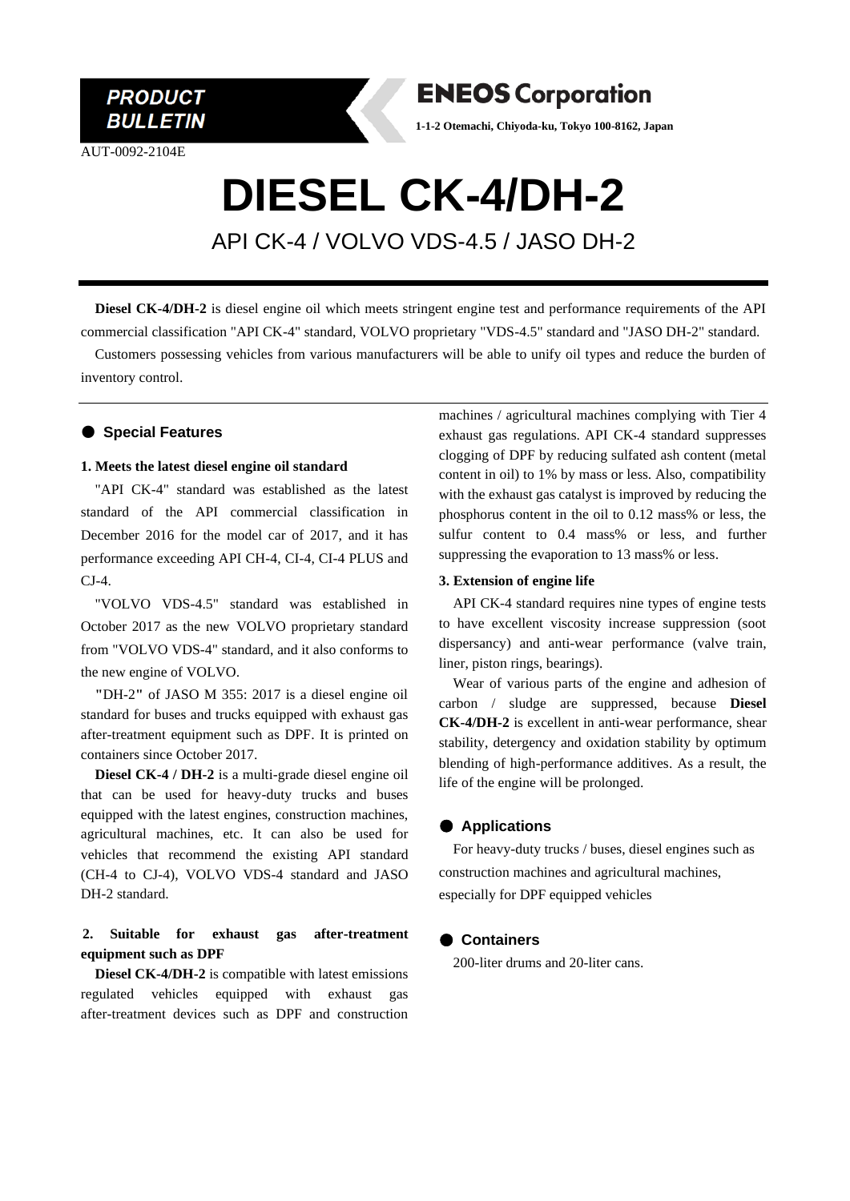PRODUCT BULLETIN

**ENEOS Corporation**

1-1-2 Otemachi, Chiyoda-ku, Tokyo 100-8162, Japan

AUT-0092-2104E

# DIESEL CK-4/DH-2

## API CK-4 / VOLVO VDS-4.5 / JASO DH-2

**Diesel CK-4/DH-2** is diesel engine oil which meets stringent engine test and performance requirements of the API commercial classification "API CK-4" standard, VOLVO proprietary "VDS-4.5" standard and "JASO DH-2" standard.

Customers possessing vehicles from various manufacturers will be able to unify oil types and reduce the burden of inventory control.

### ● Special Features

**1. Meets the latest diesel engine oil standard**

"API CK-4" standard was established as the latest standard of the API commercial classification in December 2016 for the model car of 2017, and it has performance exceeding API CH-4, CI-4, CI-4 PLUS and CJ-4.

"VOLVO VDS-4.5" standard was established in October 2017 as the new VOLVO proprietary standard from "VOLVO VDS-4" standard, and it also conforms to the new engine of VOLVO.

"DH-2" of JASO M 355: 2017 is a diesel engine oil standard for buses and trucks equipped with exhaust gas after-treatment equipment such as DPF. It is printed on containers since October 2017.

**Diesel CK-4 / DH-2** is a multi-grade diesel engine oil that can be used for heavy-duty trucks and buses equipped with the latest engines, construction machines, agricultural machines, etc. It can also be used for vehicles that recommend the existing API standard (CH-4 to CJ-4), VOLVO VDS-4 standard and JASO DH-2 standard.

**2. Suitable for exhaust gas after-treatment equipment such as DPF**

**Diesel CK-4/DH-2** is compatible with latest emissions regulated vehicles equipped with exhaust gas after-treatment devices such as DPF and construction machines / agricultural machines complying with Tier 4 exhaust gas regulations. API CK-4 standard suppresses clogging of DPF by reducing sulfated ash content (metal content in oil) to 1% by mass or less. Also, compatibility with the exhaust gas catalyst is improved by reducing the phosphorus content in the oil to 0.12 mass% or less, the sulfur content to 0.4 mass% or less, and further suppressing the evaporation to 13 mass% or less.

**3. Extension of engine life**

API CK-4 standard requires nine types of engine tests to have excellent viscosity increase suppression (soot dispersancy) and anti-wear performance (valve train, liner, piston rings, bearings).

Wear of various parts of the engine and adhesion of carbon / sludge are suppressed, because **Diesel CK-4/DH-2** is excellent in anti-wear performance, shear stability, detergency and oxidation stability by optimum blending of high-performance additives. As a result, the life of the engine will be prolonged.

### ● Applications

For heavy-duty trucks / buses, diesel engines such as construction machines and agricultural machines, especially for DPF equipped vehicles

### ● Containers

200-liter drums and 20-liter cans.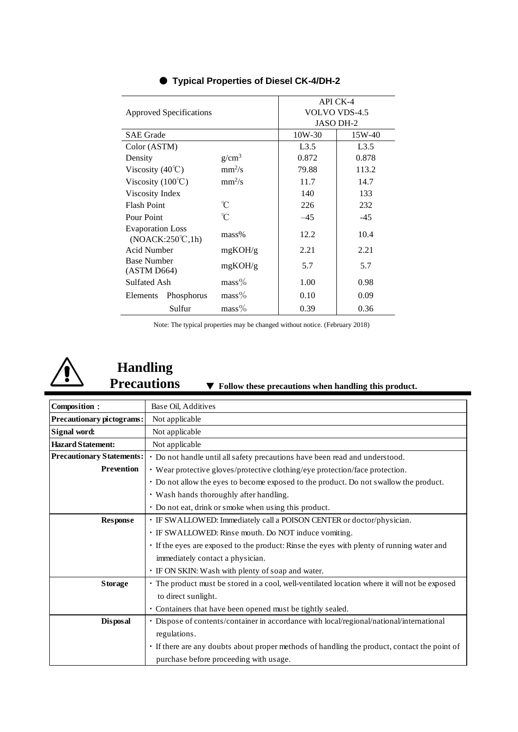## ● Typical Properties of Diesel CK-4/DH-2

| Approved Specifications | | API CK-4<br>VOLVO VDS-4.5<br>JASO DH-2 | |
|---|---|---|---|
| SAE Grade | | 10W-30 | 15W-40 |
| Color (ASTM) | | L3.5 | L3.5 |
| Density | g/cm$^3$ | 0.872 | 0.878 |
| Viscosity (40℃) | mm$^2$/s | 79.88 | 113.2 |
| Viscosity (100℃) | mm$^2$/s | 11.7 | 14.7 |
| Viscosity Index | | 140 | 133 |
| Flash Point | ℃ | 226 | 232 |
| Pour Point | ℃ | –45 | -45 |
| Evaporation Loss (NOACK:250℃,1h) | mass% | 12.2 | 10.4 |
| Acid Number | mgKOH/g | 2.21 | 2.21 |
| Base Number (ASTM D664) | mgKOH/g | 5.7 | 5.7 |
| Sulfated Ash | mass％ | 1.00 | 0.98 |
| Elements Phosphorus | mass％ | 0.10 | 0.09 |
| Sulfur | mass％ | 0.39 | 0.36 |

Note: The typical properties may be changed without notice. (February 2018)

## Handling Precautions

▼ **Follow these precautions when handling this product.**

| | |
|---|---|
| **Composition：** | Base Oil, Additives |
| **Precautionary pictograms:** | Not applicable |
| **Signal word:** | Not applicable |
| **Hazard Statement:** | Not applicable |
| **Precautionary Statements:** **Prevention** | ・Do not handle until all safety precautions have been read and understood.<br>・Wear protective gloves/protective clothing/eye protection/face protection.<br>・Do not allow the eyes to become exposed to the product. Do not swallow the product.<br>・Wash hands thoroughly after handling.<br>・Do not eat, drink or smoke when using this product. |
| **Response** | ・IF SWALLOWED: Immediately call a POISON CENTER or doctor/physician.<br>・IF SWALLOWED: Rinse mouth. Do NOT induce vomiting.<br>・If the eyes are exposed to the product: Rinse the eyes with plenty of running water and immediately contact a physician.<br>・IF ON SKIN: Wash with plenty of soap and water. |
| **Storage** | ・The product must be stored in a cool, well-ventilated location where it will not be exposed to direct sunlight.<br>・Containers that have been opened must be tightly sealed. |
| **Disposal** | ・Dispose of contents/container in accordance with local/regional/national/international regulations.<br>・If there are any doubts about proper methods of handling the product, contact the point of purchase before proceeding with usage. |